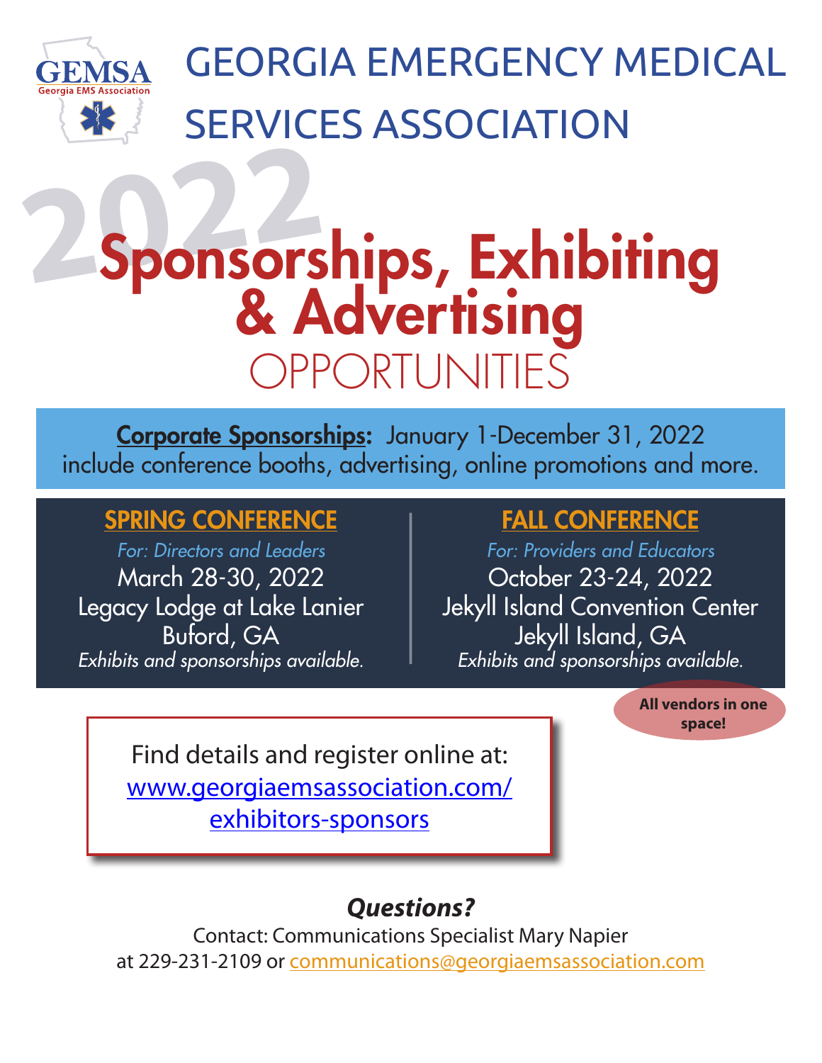GEMSA
Georgia EMS Association

# GEORGIA EMERGENCY MEDICAL SERVICES ASSOCIATION

# 2022 Sponsorships, Exhibiting & Advertising OPPORTUNITIES

**Corporate Sponsorships:** January 1-December 31, 2022 include conference booths, advertising, online promotions and more.

## SPRING CONFERENCE

*For: Directors and Leaders*

March 28-30, 2022

Legacy Lodge at Lake Lanier

Buford, GA

*Exhibits and sponsorships available.*

## FALL CONFERENCE

*For: Providers and Educators*

October 23-24, 2022

Jekyll Island Convention Center

Jekyll Island, GA

*Exhibits and sponsorships available.*

**All vendors in one space!**

Find details and register online at:
www.georgiaemsassociation.com/exhibitors-sponsors

### *Questions?*

Contact: Communications Specialist Mary Napier at 229-231-2109 or communications@georgiaemsassociation.com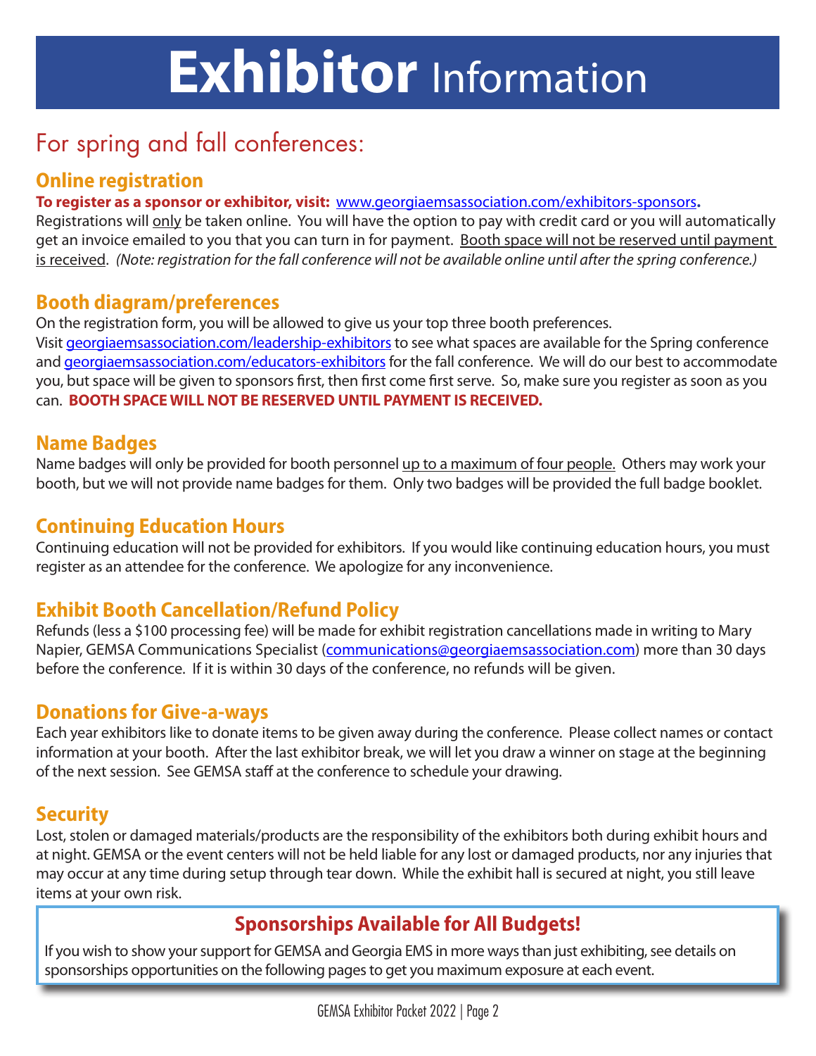# **Exhibitor** Information

## For spring and fall conferences:

### Online registration

**To register as a sponsor or exhibitor, visit:** www.georgiaemsassociation.com/exhibitors-sponsors**.**
Registrations will only be taken online. You will have the option to pay with credit card or you will automatically get an invoice emailed to you that you can turn in for payment. Booth space will not be reserved until payment is received. *(Note: registration for the fall conference will not be available online until after the spring conference.)*

### Booth diagram/preferences

On the registration form, you will be allowed to give us your top three booth preferences.
Visit georgiaemsassociation.com/leadership-exhibitors to see what spaces are available for the Spring conference and georgiaemsassociation.com/educators-exhibitors for the fall conference. We will do our best to accommodate you, but space will be given to sponsors first, then first come first serve. So, make sure you register as soon as you can. **BOOTH SPACE WILL NOT BE RESERVED UNTIL PAYMENT IS RECEIVED.**

### Name Badges

Name badges will only be provided for booth personnel up to a maximum of four people. Others may work your booth, but we will not provide name badges for them. Only two badges will be provided the full badge booklet.

### Continuing Education Hours

Continuing education will not be provided for exhibitors. If you would like continuing education hours, you must register as an attendee for the conference. We apologize for any inconvenience.

### Exhibit Booth Cancellation/Refund Policy

Refunds (less a $100 processing fee) will be made for exhibit registration cancellations made in writing to Mary Napier, GEMSA Communications Specialist (communications@georgiaemsassociation.com) more than 30 days before the conference. If it is within 30 days of the conference, no refunds will be given.

### Donations for Give-a-ways

Each year exhibitors like to donate items to be given away during the conference. Please collect names or contact information at your booth. After the last exhibitor break, we will let you draw a winner on stage at the beginning of the next session. See GEMSA staff at the conference to schedule your drawing.

### Security

Lost, stolen or damaged materials/products are the responsibility of the exhibitors both during exhibit hours and at night. GEMSA or the event centers will not be held liable for any lost or damaged products, nor any injuries that may occur at any time during setup through tear down. While the exhibit hall is secured at night, you still leave items at your own risk.

### Sponsorships Available for All Budgets!

If you wish to show your support for GEMSA and Georgia EMS in more ways than just exhibiting, see details on sponsorships opportunities on the following pages to get you maximum exposure at each event.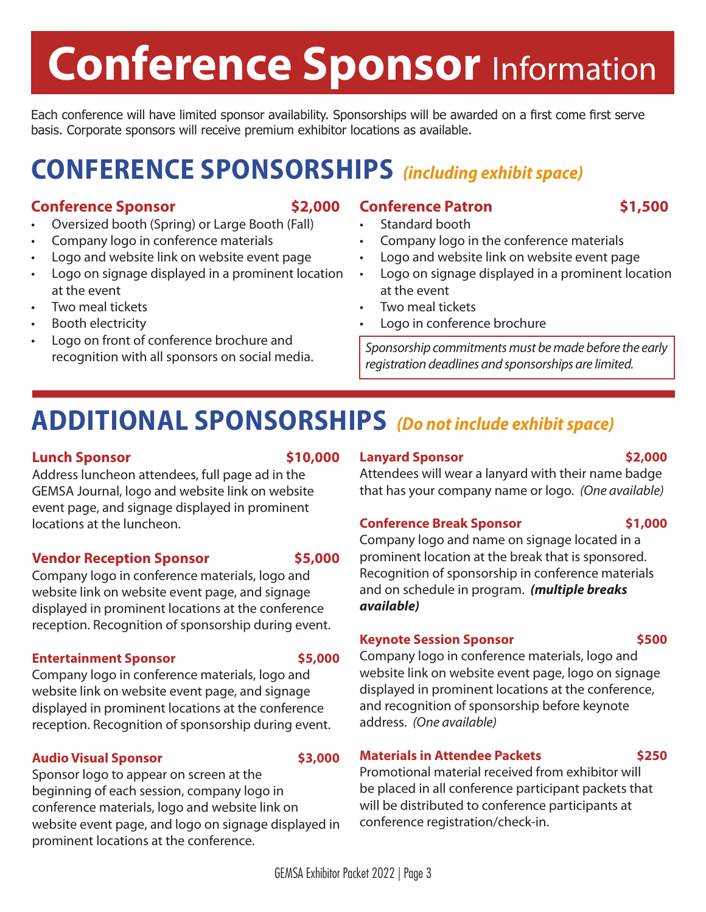# Conference Sponsor Information

Each conference will have limited sponsor availability. Sponsorships will be awarded on a first come first serve basis. Corporate sponsors will receive premium exhibitor locations as available.

## CONFERENCE SPONSORSHIPS *(including exhibit space)*

### Conference Sponsor — $2,000

- Oversized booth (Spring) or Large Booth (Fall)
- Company logo in conference materials
- Logo and website link on website event page
- Logo on signage displayed in a prominent location at the event
- Two meal tickets
- Booth electricity
- Logo on front of conference brochure and recognition with all sponsors on social media.

### Conference Patron — $1,500

- Standard booth
- Company logo in the conference materials
- Logo and website link on website event page
- Logo on signage displayed in a prominent location at the event
- Two meal tickets
- Logo in conference brochure

*Sponsorship commitments must be made before the early registration deadlines and sponsorships are limited.*

## ADDITIONAL SPONSORSHIPS *(Do not include exhibit space)*

### Lunch Sponsor — $10,000

Address luncheon attendees, full page ad in the GEMSA Journal, logo and website link on website event page, and signage displayed in prominent locations at the luncheon.

### Vendor Reception Sponsor — $5,000

Company logo in conference materials, logo and website link on website event page, and signage displayed in prominent locations at the conference reception. Recognition of sponsorship during event.

### Entertainment Sponsor — $5,000

Company logo in conference materials, logo and website link on website event page, and signage displayed in prominent locations at the conference reception. Recognition of sponsorship during event.

### Audio Visual Sponsor — $3,000

Sponsor logo to appear on screen at the beginning of each session, company logo in conference materials, logo and website link on website event page, and logo on signage displayed in prominent locations at the conference.

### Lanyard Sponsor — $2,000

Attendees will wear a lanyard with their name badge that has your company name or logo. *(One available)*

### Conference Break Sponsor — $1,000

Company logo and name on signage located in a prominent location at the break that is sponsored. Recognition of sponsorship in conference materials and on schedule in program. ***(multiple breaks available)***

### Keynote Session Sponsor — $500

Company logo in conference materials, logo and website link on website event page, logo on signage displayed in prominent locations at the conference, and recognition of sponsorship before keynote address. *(One available)*

### Materials in Attendee Packets — $250

Promotional material received from exhibitor will be placed in all conference participant packets that will be distributed to conference participants at conference registration/check-in.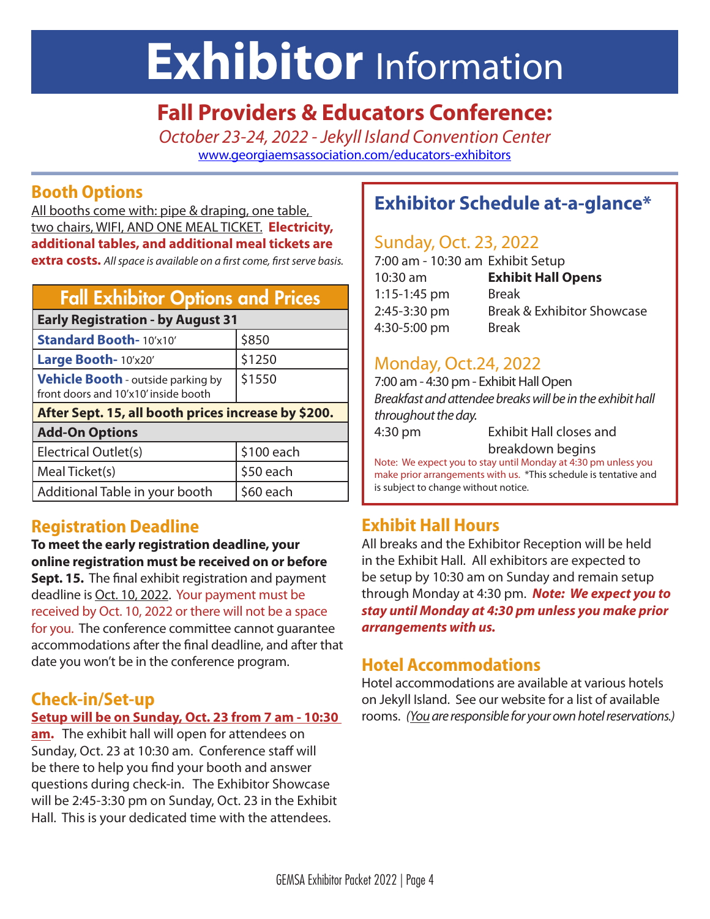# **Exhibitor** Information

## Fall Providers & Educators Conference:

*October 23-24, 2022 - Jekyll Island Convention Center*

www.georgiaemsassociation.com/educators-exhibitors

### Booth Options

All booths come with: pipe & draping, one table, two chairs, WIFI, AND ONE MEAL TICKET. **Electricity, additional tables, and additional meal tickets are extra costs.** *All space is available on a first come, first serve basis.*

| Fall Exhibitor Options and Prices | |
|---|---|
| **Early Registration - by August 31** | |
| **Standard Booth**- 10'x10' | $850 |
| **Large Booth**- 10'x20' | $1250 |
| **Vehicle Booth** - outside parking by front doors and 10'x10' inside booth | $1550 |
| **After Sept. 15, all booth prices increase by $200.** | |
| **Add-On Options** | |
| Electrical Outlet(s) | $100 each |
| Meal Ticket(s) | $50 each |
| Additional Table in your booth | $60 each |

### Registration Deadline

**To meet the early registration deadline, your online registration must be received on or before Sept. 15.** The final exhibit registration and payment deadline is Oct. 10, 2022. Your payment must be received by Oct. 10, 2022 or there will not be a space for you. The conference committee cannot guarantee accommodations after the final deadline, and after that date you won't be in the conference program.

### Check-in/Set-up

**Setup will be on Sunday, Oct. 23 from 7 am - 10:30 am.** The exhibit hall will open for attendees on Sunday, Oct. 23 at 10:30 am. Conference staff will be there to help you find your booth and answer questions during check-in. The Exhibitor Showcase will be 2:45-3:30 pm on Sunday, Oct. 23 in the Exhibit Hall. This is your dedicated time with the attendees.

### Exhibitor Schedule at-a-glance*

#### Sunday, Oct. 23, 2022

| | |
|---|---|
| 7:00 am - 10:30 am | Exhibit Setup |
| 10:30 am | **Exhibit Hall Opens** |
| 1:15-1:45 pm | Break |
| 2:45-3:30 pm | Break & Exhibitor Showcase |
| 4:30-5:00 pm | Break |

#### Monday, Oct.24, 2022

7:00 am - 4:30 pm - Exhibit Hall Open

*Breakfast and attendee breaks will be in the exhibit hall throughout the day.*

4:30 pm — Exhibit Hall closes and breakdown begins

Note: We expect you to stay until Monday at 4:30 pm unless you make prior arrangements with us. *This schedule is tentative and is subject to change without notice.

### Exhibit Hall Hours

All breaks and the Exhibitor Reception will be held in the Exhibit Hall. All exhibitors are expected to be setup by 10:30 am on Sunday and remain setup through Monday at 4:30 pm. ***Note: We expect you to stay until Monday at 4:30 pm unless you make prior arrangements with us.***

### Hotel Accommodations

Hotel accommodations are available at various hotels on Jekyll Island. See our website for a list of available rooms. *(You are responsible for your own hotel reservations.)*